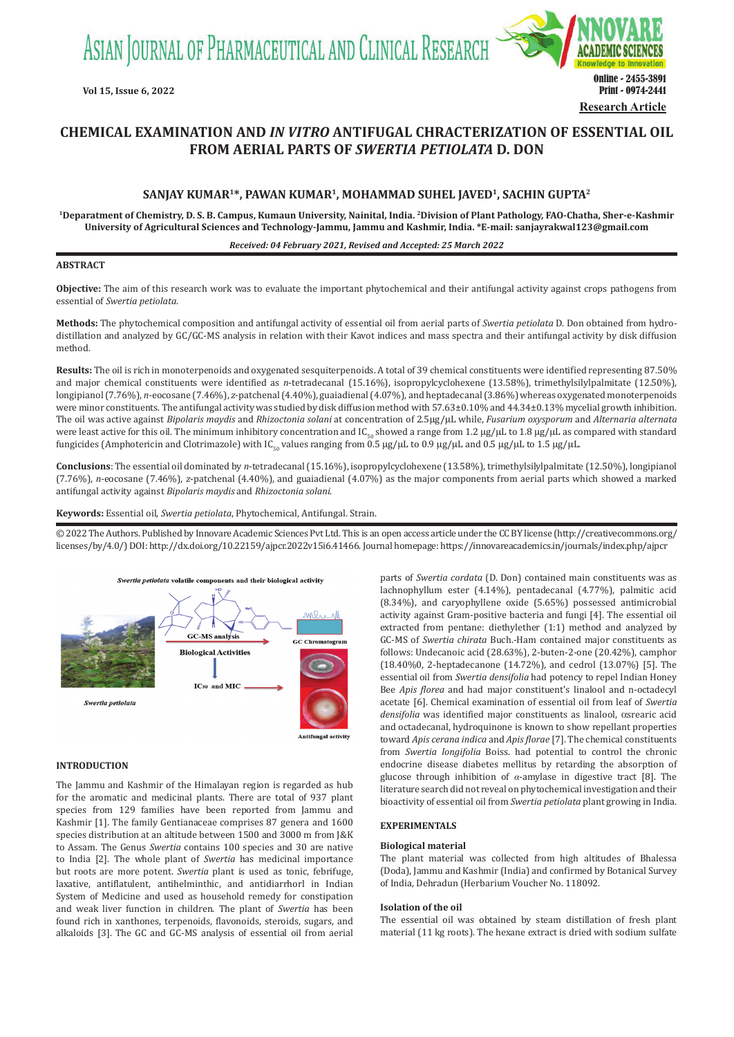# CHEMICAL EXAMINATION AND *IN VITRO* ANTIFUGAL CHRACTERIZATION OF ESSENTIAL OIL FROM AERIAL PARTS OF *SWERTIA PETIOLATA* D. DON

**SANJAY KUMAR[1]*, PAWAN KUMAR[1], MOHAMMAD SUHEL JAVED[1], SACHIN GUPTA[2]**

[1]Deparatment of Chemistry, D. S. B. Campus, Kumaun University, Nainital, India. [2]Division of Plant Pathology, FAO-Chatha, Sher-e-Kashmir University of Agricultural Sciences and Technology-Jammu, Jammu and Kashmir, India. *E-mail: sanjayrakwal123@gmail.com

*Received: 04 February 2021, Revised and Accepted: 25 March 2022*

## ABSTRACT

**Objective:** The aim of this research work was to evaluate the important phytochemical and their antifungal activity against crops pathogens from essential of *Swertia petiolata*.

**Methods:** The phytochemical composition and antifungal activity of essential oil from aerial parts of *Swertia petiolata* D. Don obtained from hydro-distillation and analyzed by GC/GC-MS analysis in relation with their Kavot indices and mass spectra and their antifungal activity by disk diffusion method.

**Results:** The oil is rich in monoterpenoids and oxygenated sesquiterpenoids. A total of 39 chemical constituents were identified representing 87.50% and major chemical constituents were identified as *n*-tetradecanal (15.16%), isopropylcyclohexene (13.58%), trimethylsilylpalmitate (12.50%), longipianol (7.76%), *n*-eocosane (7.46%), *z*-patchenal (4.40%), guaiadienal (4.07%), and heptadecanal (3.86%) whereas oxygenated monoterpenoids were minor constituents. The antifungal activity was studied by disk diffusion method with 57.63±0.10% and 44.34±0.13% mycelial growth inhibition. The oil was active against *Bipolaris maydis* and *Rhizoctonia solani* at concentration of 2.5µg/µL while, *Fusarium oxysporum* and *Alternaria alternata* were least active for this oil. The minimum inhibitory concentration and $IC_{50}$ showed a range from 1.2 µg/µL to 1.8 µg/µL as compared with standard fungicides (Amphotericin and Clotrimazole) with $IC_{50}$ values ranging from 0.5 µg/µL to 0.9 µg/µL and 0.5 µg/µL to 1.5 µg/µL.

**Conclusions**: The essential oil dominated by *n*-tetradecanal (15.16%), isopropylcyclohexene (13.58%), trimethylsilylpalmitate (12.50%), longipianol (7.76%), *n*-eocosane (7.46%), *z*-patchenal (4.40%), and guaiadienal (4.07%) as the major components from aerial parts which showed a marked antifungal activity against *Bipolaris maydis* and *Rhizoctonia solani*.

**Keywords:** Essential oil, *Swertia petiolata*, Phytochemical, Antifungal. Strain.

© 2022 The Authors. Published by Innovare Academic Sciences Pvt Ltd. This is an open access article under the CC BY license (http://creativecommons.org/licenses/by/4.0/) DOI: http://dx.doi.org/10.22159/ajpcr.2022v15i6.41466. Journal homepage: https://innovareacademics.in/journals/index.php/ajpcr

## INTRODUCTION

The Jammu and Kashmir of the Himalayan region is regarded as hub for the aromatic and medicinal plants. There are total of 937 plant species from 129 families have been reported from Jammu and Kashmir [1]. The family Gentianaceae comprises 87 genera and 1600 species distribution at an altitude between 1500 and 3000 m from J&K to Assam. The Genus *Swertia* contains 100 species and 30 are native to India [2]. The whole plant of *Swertia* has medicinal importance but roots are more potent. *Swertia* plant is used as tonic, febrifuge, laxative, antiflatulent, antihelminthic, and antidiarrhorl in Indian System of Medicine and used as household remedy for constipation and weak liver function in children. The plant of *Swertia* has been found rich in xanthones, terpenoids, flavonoids, steroids, sugars, and alkaloids [3]. The GC and GC-MS analysis of essential oil from aerial parts of *Swertia cordata* (D. Don) contained main constituents was as lachnophyllum ester (4.14%), pentadecanal (4.77%), palmitic acid (8.34%), and caryophyllene oxide (5.65%) possessed antimicrobial activity against Gram-positive bacteria and fungi [4]. The essential oil extracted from pentane: diethylether (1:1) method and analyzed by GC-MS of *Swertia chirata* Buch.-Ham contained major constituents as follows: Undecanoic acid (28.63%), 2-buten-2-one (20.42%), camphor (18.40%0, 2-heptadecanone (14.72%), and cedrol (13.07%) [5]. The essential oil from *Swertia densifolia* had potency to repel Indian Honey Bee *Apis florea* and had major constituent's linalool and n-octadecyl acetate [6]. Chemical examination of essential oil from leaf of *Swertia densifolia* was identified major constituents as linalool, αsrearic acid and octadecanal, hydroquinone is known to show repellant properties toward *Apis cerana indica* and *Apis florae* [7]. The chemical constituents from *Swertia longifolia* Boiss. had potential to control the chronic endocrine disease diabetes mellitus by retarding the absorption of glucose through inhibition of *α*-amylase in digestive tract [8]. The literature search did not reveal on phytochemical investigation and their bioactivity of essential oil from *Swertia petiolata* plant growing in India.

## EXPERIMENTALS

### Biological material

The plant material was collected from high altitudes of Bhalessa (Doda), Jammu and Kashmir (India) and confirmed by Botanical Survey of India, Dehradun (Herbarium Voucher No. 118092.

### Isolation of the oil

The essential oil was obtained by steam distillation of fresh plant material (11 kg roots). The hexane extract is dried with sodium sulfate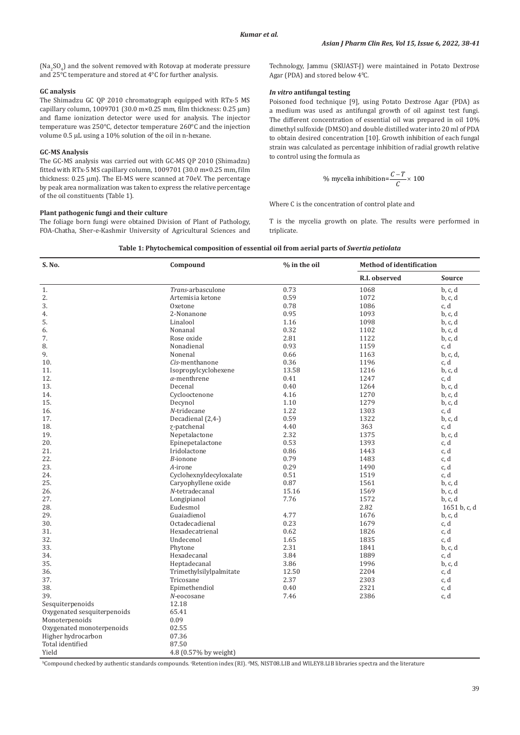($Na_2SO_4$) and the solvent removed with Rotovap at moderate pressure and 25°C temperature and stored at 4°C for further analysis.

### GC analysis

The Shimadzu GC QP 2010 chromatograph equipped with RTx-5 MS capillary column, 1009701 (30.0 m×0.25 mm, film thickness: 0.25 μm) and flame ionization detector were used for analysis. The injector temperature was 250°C, detector temperature 260°C and the injection volume 0.5 μL using a 10% solution of the oil in n-hexane.

### GC-MS Analysis

The GC-MS analysis was carried out with GC-MS QP 2010 (Shimadzu) fitted with RTx-5 MS capillary column, 1009701 (30.0 m×0.25 mm, film thickness: 0.25 μm). The EI-MS were scanned at 70eV. The percentage by peak area normalization was taken to express the relative percentage of the oil constituents (Table 1).

### Plant pathogenic fungi and their culture

The foliage born fungi were obtained Division of Plant of Pathology, FOA-Chatha, Sher-e-Kashmir University of Agricultural Sciences and Technology, Jammu (SKUAST-J) were maintained in Potato Dextrose Agar (PDA) and stored below 4°C.

### *In vitro* antifungal testing

Poisoned food technique [9], using Potato Dextrose Agar (PDA) as a medium was used as antifungal growth of oil against test fungi. The different concentration of essential oil was prepared in oil 10% dimethyl sulfoxide (DMSO) and double distilled water into 20 ml of PDA to obtain desired concentration [10]. Growth inhibition of each fungal strain was calculated as percentage inhibition of radial growth relative to control using the formula as

$$\text{\% mycelia inhibition} = \frac{C-T}{C} \times 100$$

Where C is the concentration of control plate and

T is the mycelia growth on plate. The results were performed in triplicate.

**Table 1: Phytochemical composition of essential oil from aerial parts of *Swertia petiolata***

| S. No. | Compound | % in the oil | Method of identification | |
|---|---|---|---|---|
| | | | R.I. observed | Source |
| 1. | *Trans*-arbasculone | 0.73 | 1068 | b, c, d |
| 2. | Artemisia ketone | 0.59 | 1072 | b, c, d |
| 3. | Oxetone | 0.78 | 1086 | c, d |
| 4. | 2-Nonanone | 0.95 | 1093 | b, c, d |
| 5. | Linalool | 1.16 | 1098 | b, c, d |
| 6. | Nonanal | 0.32 | 1102 | b, c, d |
| 7. | Rose oxide | 2.81 | 1122 | b, c, d |
| 8. | Nonadienal | 0.93 | 1159 | c, d |
| 9. | Nonenal | 0.66 | 1163 | b, c, d, |
| 10. | *Cis*-menthanone | 0.36 | 1196 | c, d |
| 11. | Isopropylcyclohexene | 13.58 | 1216 | b, c, d |
| 12. | *α*-menthrene | 0.41 | 1247 | c, d |
| 13. | Decenal | 0.40 | 1264 | b, c, d |
| 14. | Cyclooctenone | 4.16 | 1270 | b, c, d |
| 15. | Decynol | 1.10 | 1279 | b, c, d |
| 16. | *N*-tridecane | 1.22 | 1303 | c, d |
| 17. | Decadienal (2,4-) | 0.59 | 1322 | b, c, d |
| 18. | ζ-patchenal | 4.40 | 363 | c, d |
| 19. | Nepetalactone | 2.32 | 1375 | b, c, d |
| 20. | Epinepetalactone | 0.53 | 1393 | c, d |
| 21. | Iridolactone | 0.86 | 1443 | c, d |
| 22. | *Β*-ionone | 0.79 | 1483 | c, d |
| 23. | *Α*-irone | 0.29 | 1490 | c, d |
| 24. | Cyclohexnyldecyloxalate | 0.51 | 1519 | c, d |
| 25. | Caryophyllene oxide | 0.87 | 1561 | b, c, d |
| 26. | *N*-tetradecanal | 15.16 | 1569 | b, c, d |
| 27. | Longipianol | 7.76 | 1572 | b, c, d |
| 28. | Eudesmol | | 2.82 | 1651 b, c, d |
| 29. | Guaiadienol | 4.77 | 1676 | b, c, d |
| 30. | Octadecadienal | 0.23 | 1679 | c, d |
| 31. | Hexadecatrienal | 0.62 | 1826 | c, d |
| 32. | Undecenol | 1.65 | 1835 | c, d |
| 33. | Phytone | 2.31 | 1841 | b, c, d |
| 34. | Hexadecanal | 3.84 | 1889 | c, d |
| 35. | Heptadecanal | 3.86 | 1996 | b, c, d |
| 36. | Trimethylsilylpalmitate | 12.50 | 2204 | c, d |
| 37. | Tricosane | 2.37 | 2303 | c, d |
| 38. | Epimethendiol | 0.40 | 2321 | c, d |
| 39. | *N*-eocosane | 7.46 | 2386 | c, d |
| Sesquiterpenoids | 12.18 | | | |
| Oxygenated sesquiterpenoids | 65.41 | | | |
| Monoterpenoids | 0.09 | | | |
| Oxygenated monoterpenoids | 02.55 | | | |
| Higher hydrocarbon | 07.36 | | | |
| Total identified | 87.50 | | | |
| Yield | 4.8 (0.57% by weight) | | | |

[b]Compound checked by authentic standards compounds. [c]Retention index (RI). [d]MS, NIST08.LIB and WILEY8.LIB libraries spectra and the literature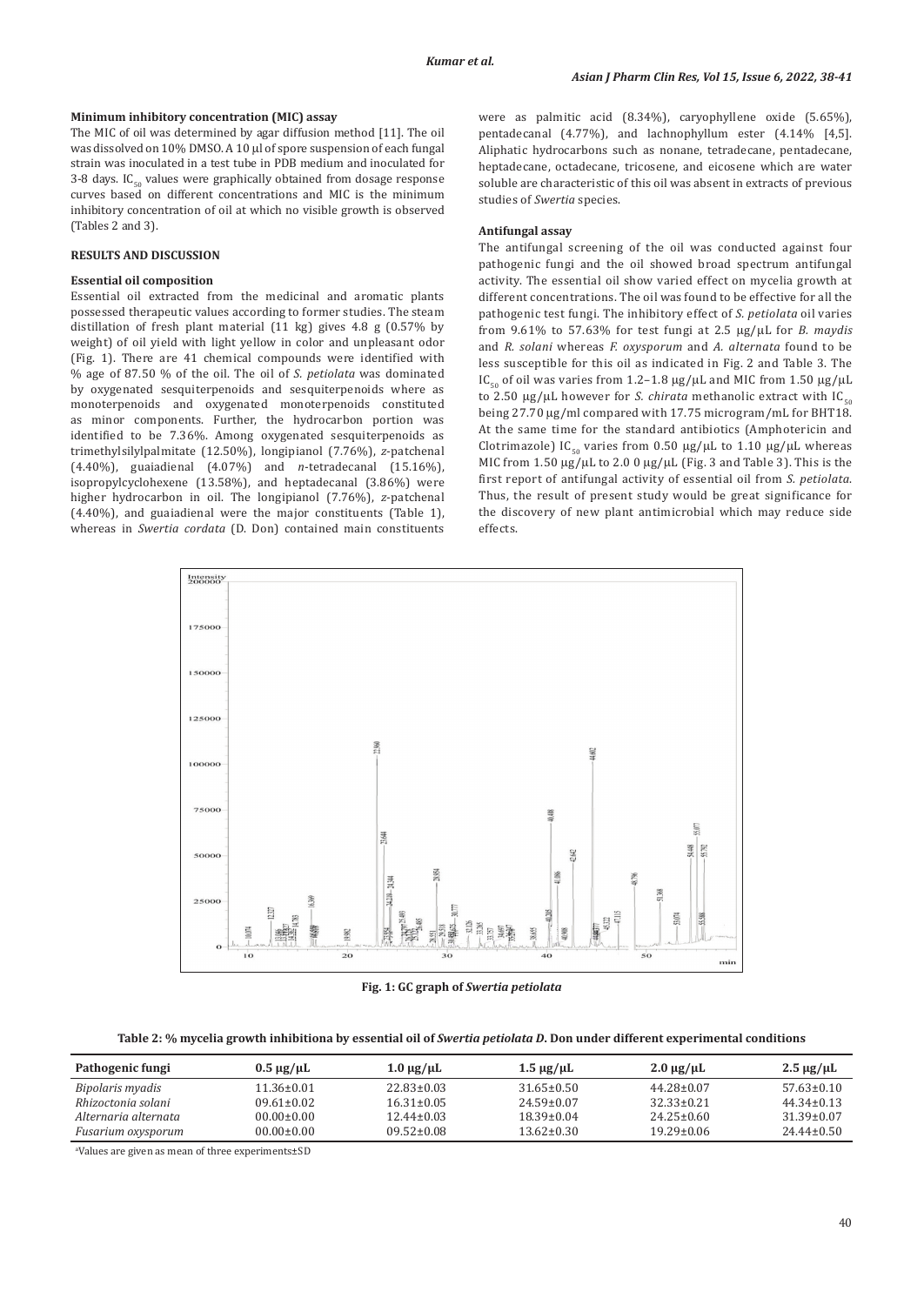#### Minimum inhibitory concentration (MIC) assay

The MIC of oil was determined by agar diffusion method [11]. The oil was dissolved on 10% DMSO. A 10 µl of spore suspension of each fungal strain was inoculated in a test tube in PDB medium and inoculated for 3-8 days. $IC_{50}$ values were graphically obtained from dosage response curves based on different concentrations and MIC is the minimum inhibitory concentration of oil at which no visible growth is observed (Tables 2 and 3).

## RESULTS AND DISCUSSION

#### Essential oil composition

Essential oil extracted from the medicinal and aromatic plants possessed therapeutic values according to former studies. The steam distillation of fresh plant material (11 kg) gives 4.8 g (0.57% by weight) of oil yield with light yellow in color and unpleasant odor (Fig. 1). There are 41 chemical compounds were identified with % age of 87.50 % of the oil. The oil of *S. petiolata* was dominated by oxygenated sesquiterpenoids and sesquiterpenoids where as monoterpenoids and oxygenated monoterpenoids constituted as minor components. Further, the hydrocarbon portion was identified to be 7.36%. Among oxygenated sesquiterpenoids as trimethylsilylpalmitate (12.50%), longipianol (7.76%), *z*-patchenal (4.40%), guaiadienal (4.07%) and *n*-tetradecanal (15.16%), isopropylcyclohexene (13.58%), and heptadecanal (3.86%) were higher hydrocarbon in oil. The longipianol (7.76%), *z*-patchenal (4.40%), and guaiadienal were the major constituents (Table 1), whereas in *Swertia cordata* (D. Don) contained main constituents were as palmitic acid (8.34%), caryophyllene oxide (5.65%), pentadecanal (4.77%), and lachnophyllum ester (4.14% [4,5]. Aliphatic hydrocarbons such as nonane, tetradecane, pentadecane, heptadecane, octadecane, tricosene, and eicosene which are water soluble are characteristic of this oil was absent in extracts of previous studies of *Swertia* species.

#### Antifungal assay

The antifungal screening of the oil was conducted against four pathogenic fungi and the oil showed broad spectrum antifungal activity. The essential oil show varied effect on mycelia growth at different concentrations. The oil was found to be effective for all the pathogenic test fungi. The inhibitory effect of *S. petiolata* oil varies from 9.61% to 57.63% for test fungi at 2.5 µg/µL for *B. maydis* and *R. solani* whereas *F. oxysporum* and *A. alternata* found to be less susceptible for this oil as indicated in Fig. 2 and Table 3. The $IC_{50}$ of oil was varies from 1.2–1.8 µg/µL and MIC from 1.50 µg/µL to 2.50 µg/µL however for *S. chirata* methanolic extract with $IC_{50}$ being 27.70 µg/ml compared with 17.75 microgram/mL for BHT18. At the same time for the standard antibiotics (Amphotericin and Clotrimazole) $IC_{50}$ varies from 0.50 µg/µL to 1.10 µg/µL whereas MIC from 1.50 µg/µL to 2.0 0 µg/µL (Fig. 3 and Table 3). This is the first report of antifungal activity of essential oil from *S. petiolata*. Thus, the result of present study would be great significance for the discovery of new plant antimicrobial which may reduce side effects.

**Fig. 1: GC graph of *Swertia petiolata***

**Table 2: % mycelia growth inhibitiona by essential oil of *Swertia petiolata D*. Don under different experimental conditions**

| Pathogenic fungi | 0.5 µg/µL | 1.0 µg/µL | 1.5 µg/µL | 2.0 µg/µL | 2.5 µg/µL |
|---|---|---|---|---|---|
| *Bipolaris myadis* | 11.36±0.01 | 22.83±0.03 | 31.65±0.50 | 44.28±0.07 | 57.63±0.10 |
| *Rhizoctonia solani* | 09.61±0.02 | 16.31±0.05 | 24.59±0.07 | 32.33±0.21 | 44.34±0.13 |
| *Alternaria alternata* | 00.00±0.00 | 12.44±0.03 | 18.39±0.04 | 24.25±0.60 | 31.39±0.07 |
| *Fusarium oxysporum* | 00.00±0.00 | 09.52±0.08 | 13.62±0.30 | 19.29±0.06 | 24.44±0.50 |

[a]Values are given as mean of three experiments±SD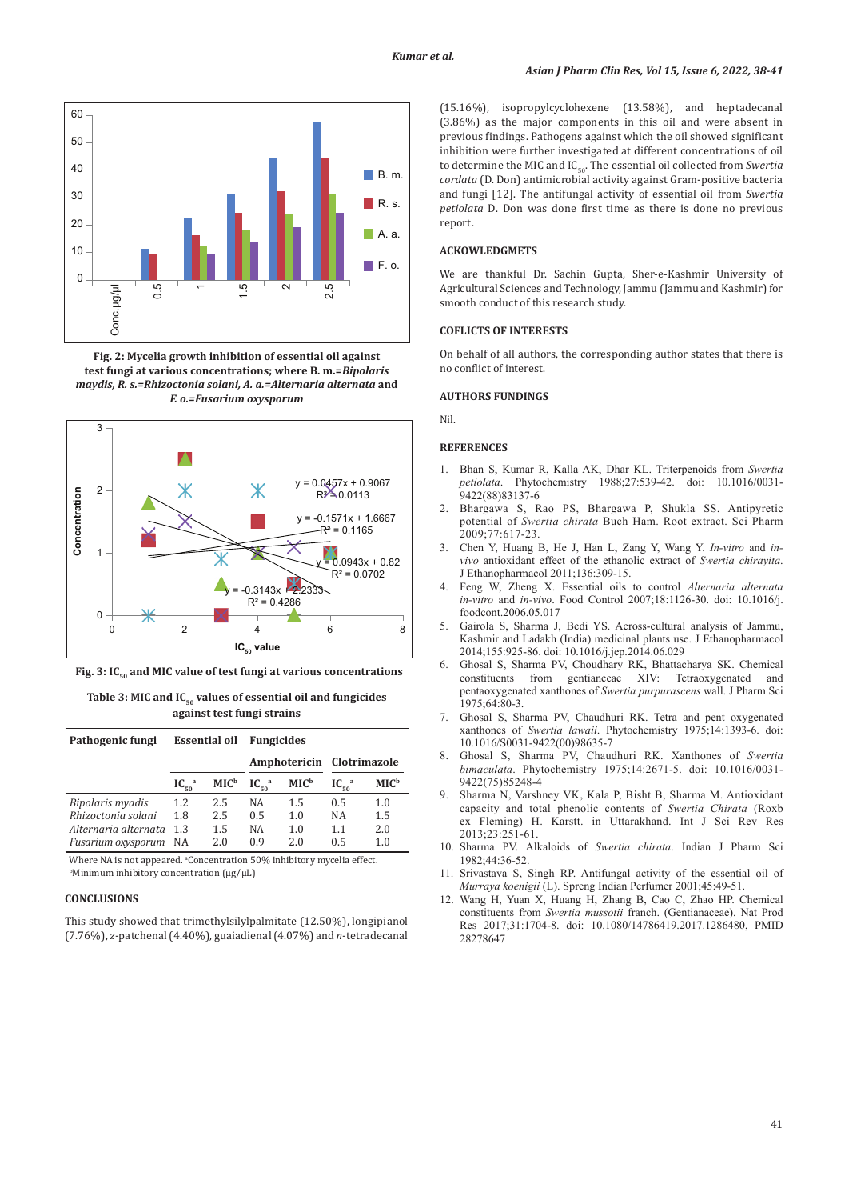60
50
40
30
20
10
0
Conc.μg/μl
0.5
1
1.5
2
2.5
B. m.
R. s.
A. a.
F. o.

**Fig. 2: Mycelia growth inhibition of essential oil against test fungi at various concentrations; where B. m.=*Bipolaris maydis*, R. s.=*Rhizoctonia solani*, A. a.=*Alternaria alternata* and F. o.=*Fusarium oxysporum***

Concentration
3
2
1
0
0
2
4
6
8
$IC_{50}$ value
y = 0.0457x + 0.9067
R² = 0.0113
y = -0.1571x + 1.6667
R² = 0.1165
y = 0.0943x + 0.82
R² = 0.0702
y = -0.3143x + 2.2333
R² = 0.4286

**Fig. 3: $IC_{50}$ and MIC value of test fungi at various concentrations**

**Table 3: MIC and $IC_{50}$ values of essential oil and fungicides against test fungi strains**

| Pathogenic fungi | Essential oil | | Fungicides | | | |
|---|---|---|---|---|---|---|
| | | | Amphotericin | | Clotrimazole | |
| | $IC_{50}$[a] | MIC[b] | $IC_{50}$[a] | MIC[b] | $IC_{50}$[a] | MIC[b] |
| *Bipolaris myadis* | 1.2 | 2.5 | NA | 1.5 | 0.5 | 1.0 |
| *Rhizoctonia solani* | 1.8 | 2.5 | 0.5 | 1.0 | NA | 1.5 |
| *Alternaria alternata* | 1.3 | 1.5 | NA | 1.0 | 1.1 | 2.0 |
| *Fusarium oxysporum* | NA | 2.0 | 0.9 | 2.0 | 0.5 | 1.0 |

Where NA is not appeared. [a]Concentration 50% inhibitory mycelia effect. [b]Minimum inhibitory concentration (μg/μL)

## CONCLUSIONS

This study showed that trimethylsilylpalmitate (12.50%), longipianol (7.76%), *z*-patchenal (4.40%), guaiadienal (4.07%) and *n*-tetradecanal (15.16%), isopropylcyclohexene (13.58%), and heptadecanal (3.86%) as the major components in this oil and were absent in previous findings. Pathogens against which the oil showed significant inhibition were further investigated at different concentrations of oil to determine the MIC and $IC_{50}$. The essential oil collected from *Swertia cordata* (D. Don) antimicrobial activity against Gram-positive bacteria and fungi [12]. The antifungal activity of essential oil from *Swertia petiolata* D. Don was done first time as there is done no previous report.

## ACKOWLEDGMETS

We are thankful Dr. Sachin Gupta, Sher-e-Kashmir University of Agricultural Sciences and Technology, Jammu (Jammu and Kashmir) for smooth conduct of this research study.

## COFLICTS OF INTERESTS

On behalf of all authors, the corresponding author states that there is no conflict of interest.

## AUTHORS FUNDINGS

Nil.

## REFERENCES

1. Bhan S, Kumar R, Kalla AK, Dhar KL. Triterpenoids from *Swertia petiolata*. Phytochemistry 1988;27:539-42. doi: 10.1016/0031-9422(88)83137-6
2. Bhargawa S, Rao PS, Bhargawa P, Shukla SS. Antipyretic potential of *Swertia chirata* Buch Ham. Root extract. Sci Pharm 2009;77:617-23.
3. Chen Y, Huang B, He J, Han L, Zang Y, Wang Y. *In-vitro* and *in-vivo* antioxidant effect of the ethanolic extract of *Swertia chirayita*. J Ethanopharmacol 2011;136:309-15.
4. Feng W, Zheng X. Essential oils to control *Alternaria alternata in-vitro* and *in-vivo*. Food Control 2007;18:1126-30. doi: 10.1016/j.foodcont.2006.05.017
5. Gairola S, Sharma J, Bedi YS. Across-cultural analysis of Jammu, Kashmir and Ladakh (India) medicinal plants use. J Ethanopharmacol 2014;155:925-86. doi: 10.1016/j.jep.2014.06.029
6. Ghosal S, Sharma PV, Choudhary RK, Bhattacharya SK. Chemical constituents from gentianceae XIV: Tetraoxygenated and pentaoxygenated xanthones of *Swertia purpurascens* wall. J Pharm Sci 1975;64:80-3.
7. Ghosal S, Sharma PV, Chaudhuri RK. Tetra and pent oxygenated xanthones of *Swertia lawaii*. Phytochemistry 1975;14:1393-6. doi: 10.1016/S0031-9422(00)98635-7
8. Ghosal S, Sharma PV, Chaudhuri RK. Xanthones of *Swertia bimaculata*. Phytochemistry 1975;14:2671-5. doi: 10.1016/0031-9422(75)85248-4
9. Sharma N, Varshney VK, Kala P, Bisht B, Sharma M. Antioxidant capacity and total phenolic contents of *Swertia Chirata* (Roxb ex Fleming) H. Karstt. in Uttarakhand. Int J Sci Rev Res 2013;23:251-61.
10. Sharma PV. Alkaloids of *Swertia chirata*. Indian J Pharm Sci 1982;44:36-52.
11. Srivastava S, Singh RP. Antifungal activity of the essential oil of *Murraya koenigii* (L). Spreng Indian Perfumer 2001;45:49-51.
12. Wang H, Yuan X, Huang H, Zhang B, Cao C, Zhao HP. Chemical constituents from *Swertia mussotii* franch. (Gentianaceae). Nat Prod Res 2017;31:1704-8. doi: 10.1080/14786419.2017.1286480, PMID 28278647